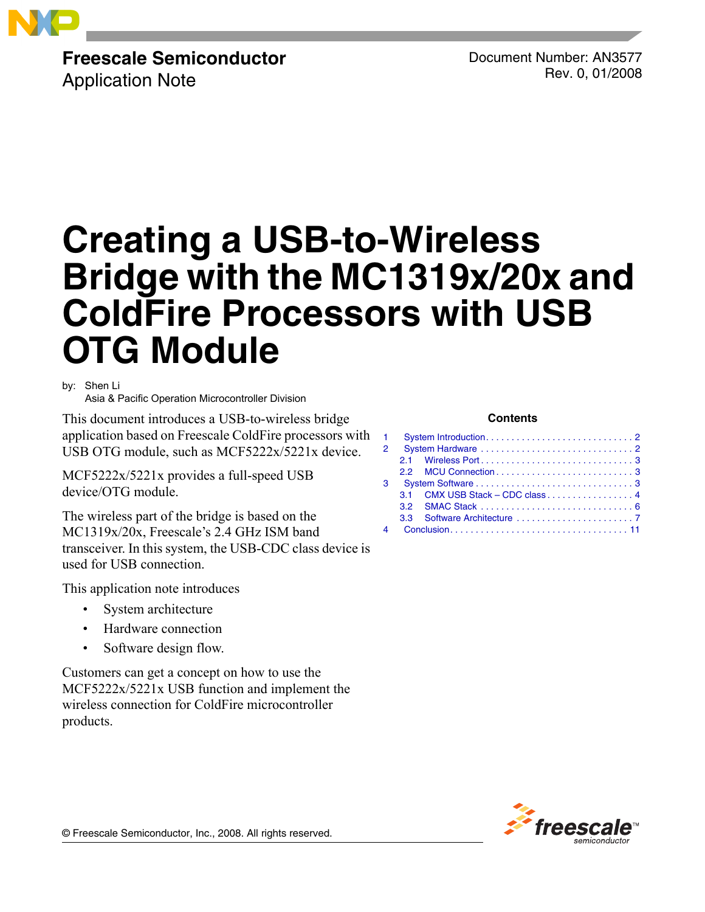**Freescale Semiconductor**
Application Note

Document Number: AN3577
Rev. 0, 01/2008

# Creating a USB-to-Wireless Bridge with the MC1319x/20x and ColdFire Processors with USB OTG Module

by: Shen Li
Asia & Pacific Operation Microcontroller Division

This document introduces a USB-to-wireless bridge application based on Freescale ColdFire processors with USB OTG module, such as MCF5222x/5221x device.

MCF5222x/5221x provides a full-speed USB device/OTG module.

The wireless part of the bridge is based on the MC1319x/20x, Freescale's 2.4 GHz ISM band transceiver. In this system, the USB-CDC class device is used for USB connection.

This application note introduces

- System architecture
- Hardware connection
- Software design flow.

Customers can get a concept on how to use the MCF5222x/5221x USB function and implement the wireless connection for ColdFire microcontroller products.

**Contents**

| | | |
|---|---|---|
| 1 | System Introduction | 2 |
| 2 | System Hardware | 2 |
| 2.1 | Wireless Port | 3 |
| 2.2 | MCU Connection | 3 |
| 3 | System Software | 3 |
| 3.1 | CMX USB Stack – CDC class | 4 |
| 3.2 | SMAC Stack | 6 |
| 3.3 | Software Architecture | 7 |
| 4 | Conclusion | 11 |

© Freescale Semiconductor, Inc., 2008. All rights reserved.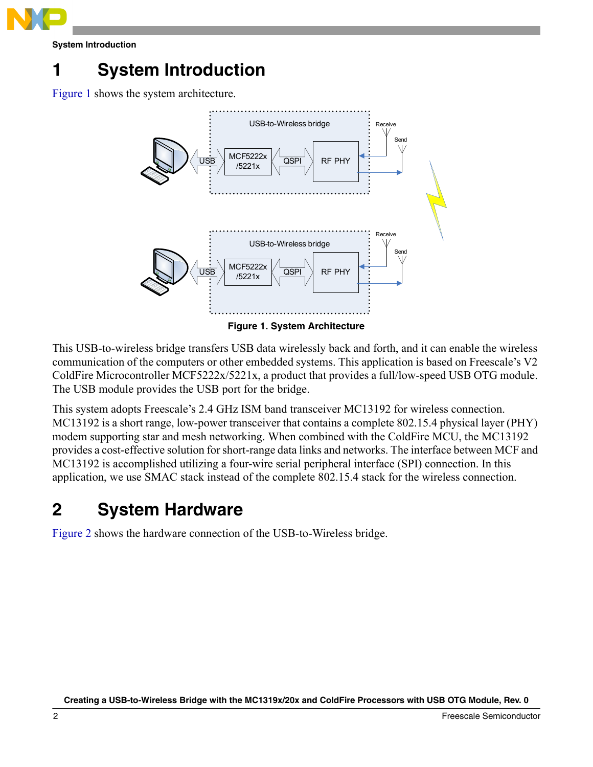# 1 System Introduction

Figure 1 shows the system architecture.

Figure 1. System Architecture

This USB-to-wireless bridge transfers USB data wirelessly back and forth, and it can enable the wireless communication of the computers or other embedded systems. This application is based on Freescale's V2 ColdFire Microcontroller MCF5222x/5221x, a product that provides a full/low-speed USB OTG module. The USB module provides the USB port for the bridge.

This system adopts Freescale's 2.4 GHz ISM band transceiver MC13192 for wireless connection. MC13192 is a short range, low-power transceiver that contains a complete 802.15.4 physical layer (PHY) modem supporting star and mesh networking. When combined with the ColdFire MCU, the MC13192 provides a cost-effective solution for short-range data links and networks. The interface between MCF and MC13192 is accomplished utilizing a four-wire serial peripheral interface (SPI) connection. In this application, we use SMAC stack instead of the complete 802.15.4 stack for the wireless connection.

# 2 System Hardware

Figure 2 shows the hardware connection of the USB-to-Wireless bridge.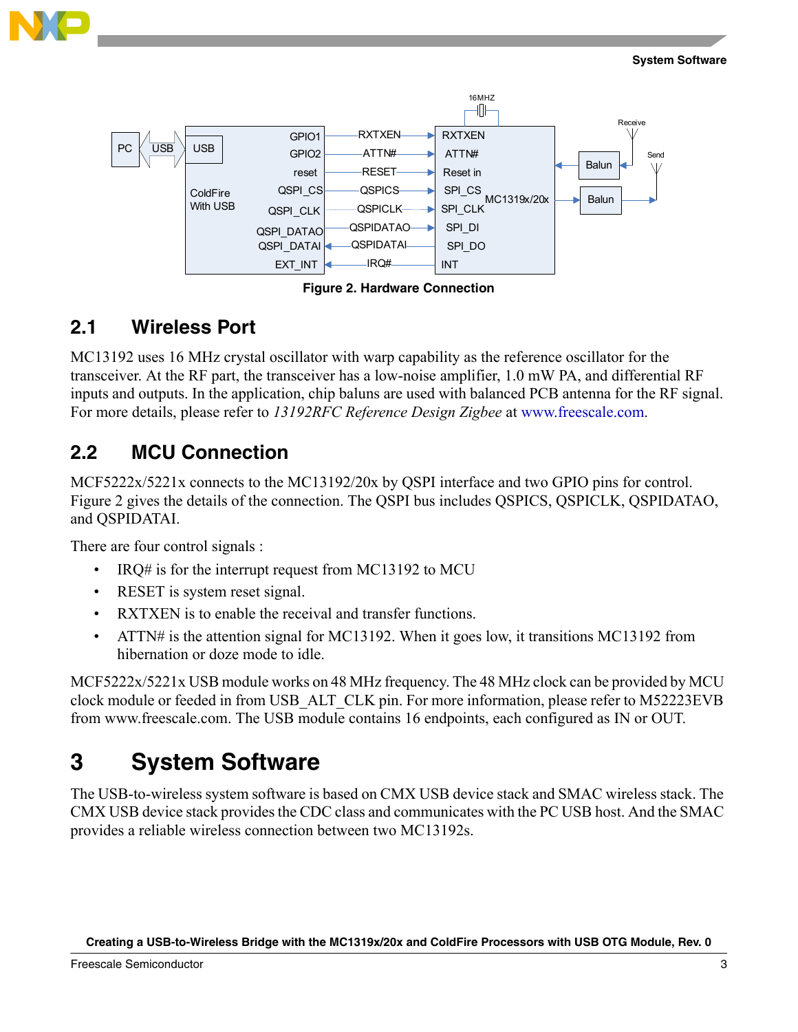Figure 2. Hardware Connection

## 2.1 Wireless Port

MC13192 uses 16 MHz crystal oscillator with warp capability as the reference oscillator for the transceiver. At the RF part, the transceiver has a low-noise amplifier, 1.0 mW PA, and differential RF inputs and outputs. In the application, chip baluns are used with balanced PCB antenna for the RF signal. For more details, please refer to *13192RFC Reference Design Zigbee* at www.freescale.com.

## 2.2 MCU Connection

MCF5222x/5221x connects to the MC13192/20x by QSPI interface and two GPIO pins for control. Figure 2 gives the details of the connection. The QSPI bus includes QSPICS, QSPICLK, QSPIDATAO, and QSPIDATAI.

There are four control signals :

- IRQ# is for the interrupt request from MC13192 to MCU
- RESET is system reset signal.
- RXTXEN is to enable the receival and transfer functions.
- ATTN# is the attention signal for MC13192. When it goes low, it transitions MC13192 from hibernation or doze mode to idle.

MCF5222x/5221x USB module works on 48 MHz frequency. The 48 MHz clock can be provided by MCU clock module or feeded in from USB_ALT_CLK pin. For more information, please refer to M52223EVB from www.freescale.com. The USB module contains 16 endpoints, each configured as IN or OUT.

# 3 System Software

The USB-to-wireless system software is based on CMX USB device stack and SMAC wireless stack. The CMX USB device stack provides the CDC class and communicates with the PC USB host. And the SMAC provides a reliable wireless connection between two MC13192s.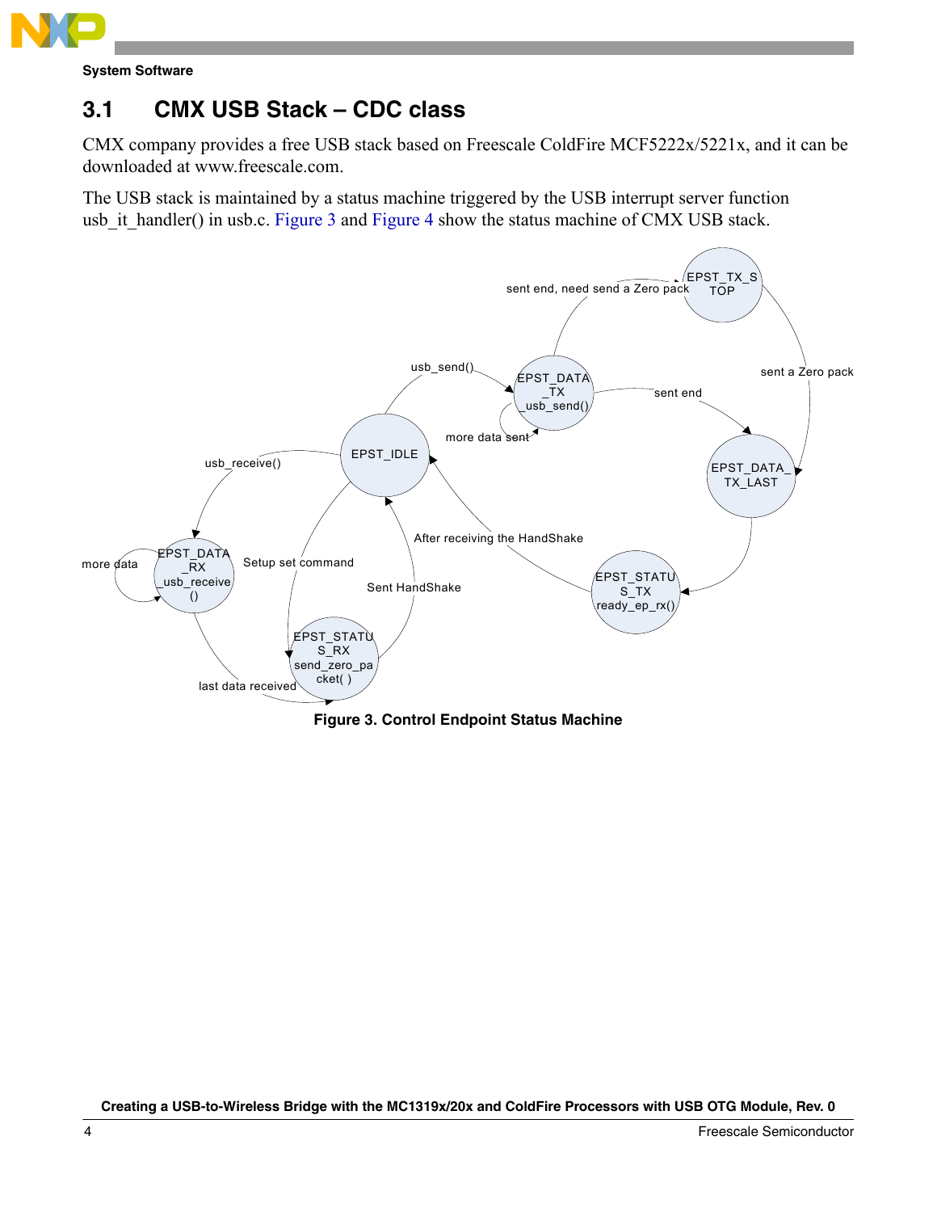## 3.1 CMX USB Stack – CDC class

CMX company provides a free USB stack based on Freescale ColdFire MCF5222x/5221x, and it can be downloaded at www.freescale.com.

The USB stack is maintained by a status machine triggered by the USB interrupt server function usb_it_handler() in usb.c. Figure 3 and Figure 4 show the status machine of CMX USB stack.

**Figure 3. Control Endpoint Status Machine**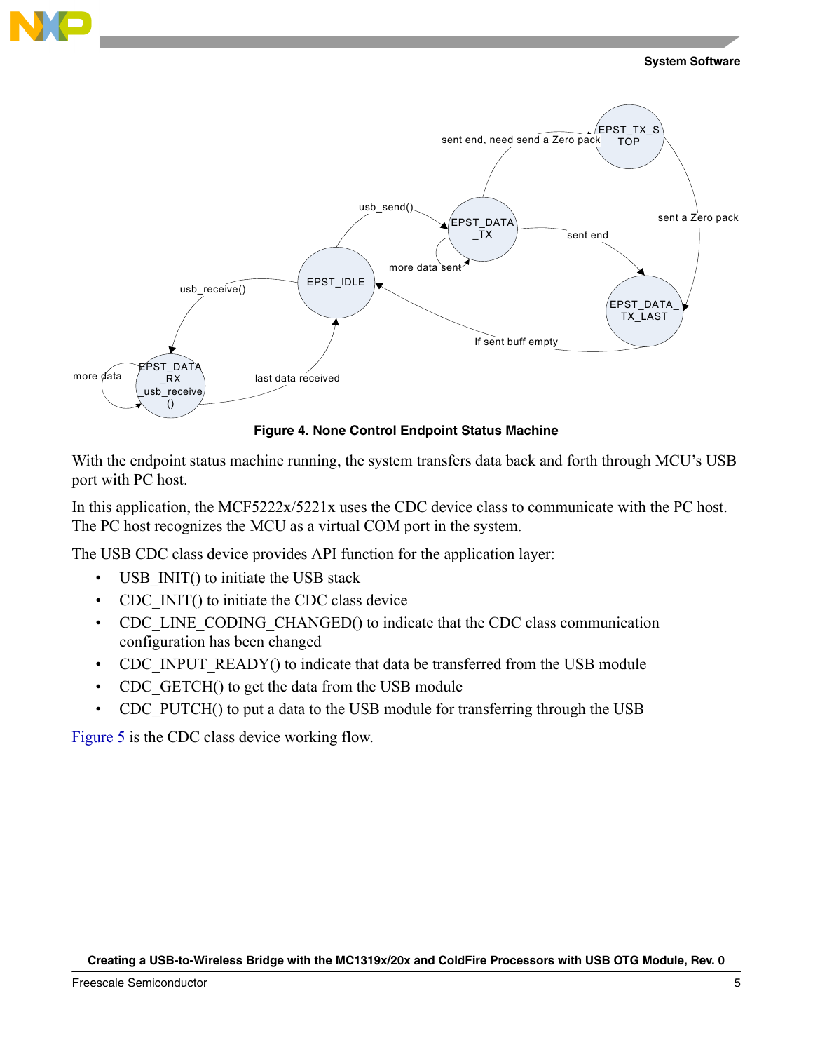**Figure 4. None Control Endpoint Status Machine**

With the endpoint status machine running, the system transfers data back and forth through MCU's USB port with PC host.

In this application, the MCF5222x/5221x uses the CDC device class to communicate with the PC host. The PC host recognizes the MCU as a virtual COM port in the system.

The USB CDC class device provides API function for the application layer:

- USB_INIT() to initiate the USB stack
- CDC_INIT() to initiate the CDC class device
- CDC_LINE_CODING_CHANGED() to indicate that the CDC class communication configuration has been changed
- CDC_INPUT_READY() to indicate that data be transferred from the USB module
- CDC_GETCH() to get the data from the USB module
- CDC_PUTCH() to put a data to the USB module for transferring through the USB

Figure 5 is the CDC class device working flow.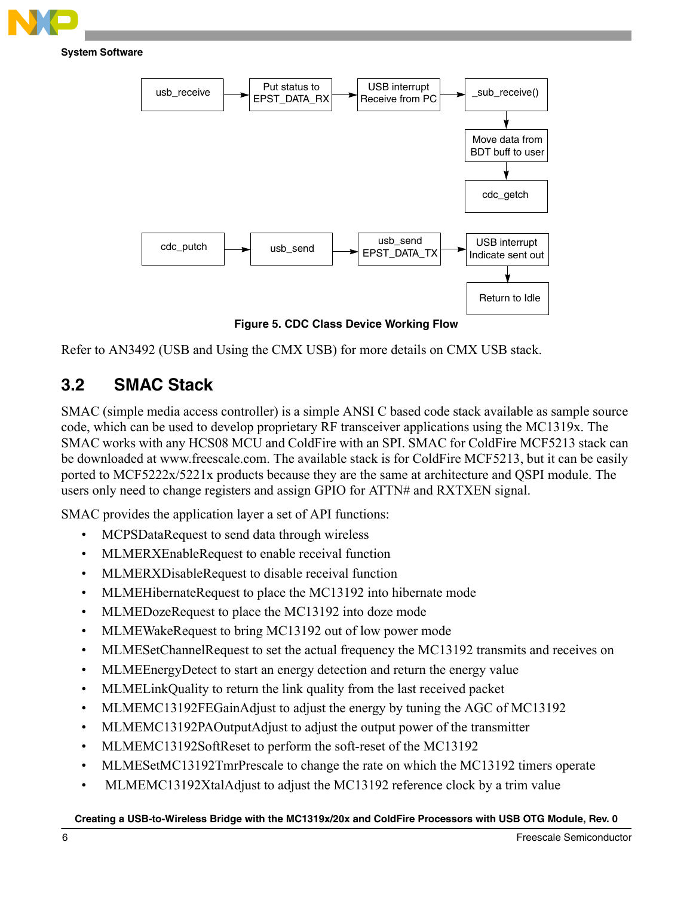Figure 5. CDC Class Device Working Flow

Refer to AN3492 (USB and Using the CMX USB) for more details on CMX USB stack.

## 3.2 SMAC Stack

SMAC (simple media access controller) is a simple ANSI C based code stack available as sample source code, which can be used to develop proprietary RF transceiver applications using the MC1319x. The SMAC works with any HCS08 MCU and ColdFire with an SPI. SMAC for ColdFire MCF5213 stack can be downloaded at www.freescale.com. The available stack is for ColdFire MCF5213, but it can be easily ported to MCF5222x/5221x products because they are the same at architecture and QSPI module. The users only need to change registers and assign GPIO for ATTN# and RXTXEN signal.

SMAC provides the application layer a set of API functions:

- MCPSDataRequest to send data through wireless
- MLMERXEnableRequest to enable receival function
- MLMERXDisableRequest to disable receival function
- MLMEHibernateRequest to place the MC13192 into hibernate mode
- MLMEDozeRequest to place the MC13192 into doze mode
- MLMEWakeRequest to bring MC13192 out of low power mode
- MLMESetChannelRequest to set the actual frequency the MC13192 transmits and receives on
- MLMEEnergyDetect to start an energy detection and return the energy value
- MLMELinkQuality to return the link quality from the last received packet
- MLMEMC13192FEGainAdjust to adjust the energy by tuning the AGC of MC13192
- MLMEMC13192PAOutputAdjust to adjust the output power of the transmitter
- MLMEMC13192SoftReset to perform the soft-reset of the MC13192
- MLMESetMC13192TmrPrescale to change the rate on which the MC13192 timers operate
- MLMEMC13192XtalAdjust to adjust the MC13192 reference clock by a trim value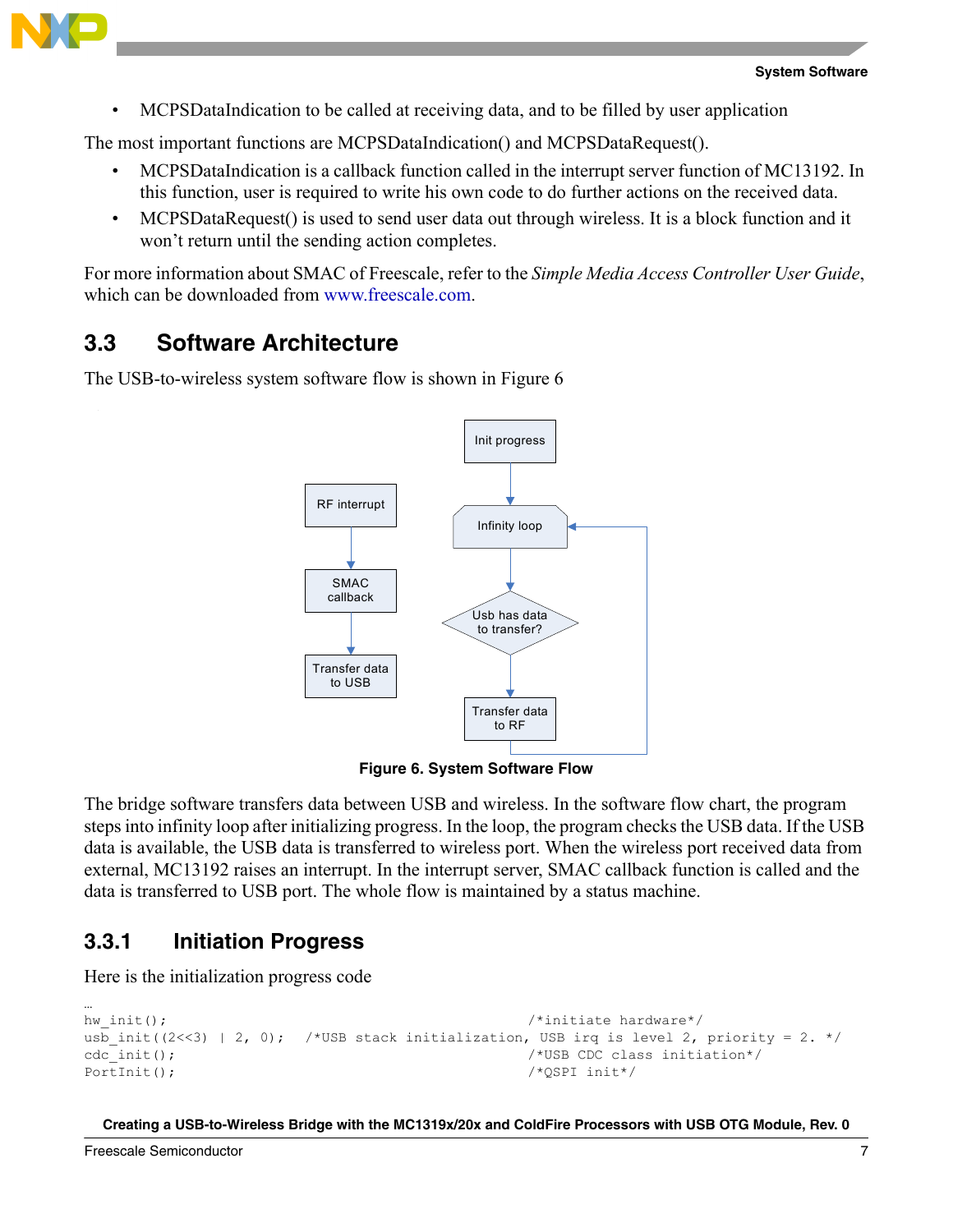- MCPSDataIndication to be called at receiving data, and to be filled by user application

The most important functions are MCPSDataIndication() and MCPSDataRequest().

- MCPSDataIndication is a callback function called in the interrupt server function of MC13192. In this function, user is required to write his own code to do further actions on the received data.
- MCPSDataRequest() is used to send user data out through wireless. It is a block function and it won't return until the sending action completes.

For more information about SMAC of Freescale, refer to the *Simple Media Access Controller User Guide*, which can be downloaded from www.freescale.com.

## 3.3 Software Architecture

The USB-to-wireless system software flow is shown in Figure 6

Figure 6. System Software Flow

The bridge software transfers data between USB and wireless. In the software flow chart, the program steps into infinity loop after initializing progress. In the loop, the program checks the USB data. If the USB data is available, the USB data is transferred to wireless port. When the wireless port received data from external, MC13192 raises an interrupt. In the interrupt server, SMAC callback function is called and the data is transferred to USB port. The whole flow is maintained by a status machine.

### 3.3.1 Initiation Progress

Here is the initialization progress code

```
…
hw_init();                                              /*initiate hardware*/
usb_init((2<<3) | 2, 0);  /*USB stack initialization, USB irq is level 2, priority = 2. */
cdc_init();                                             /*USB CDC class initiation*/
PortInit();                                             /*QSPI init*/
```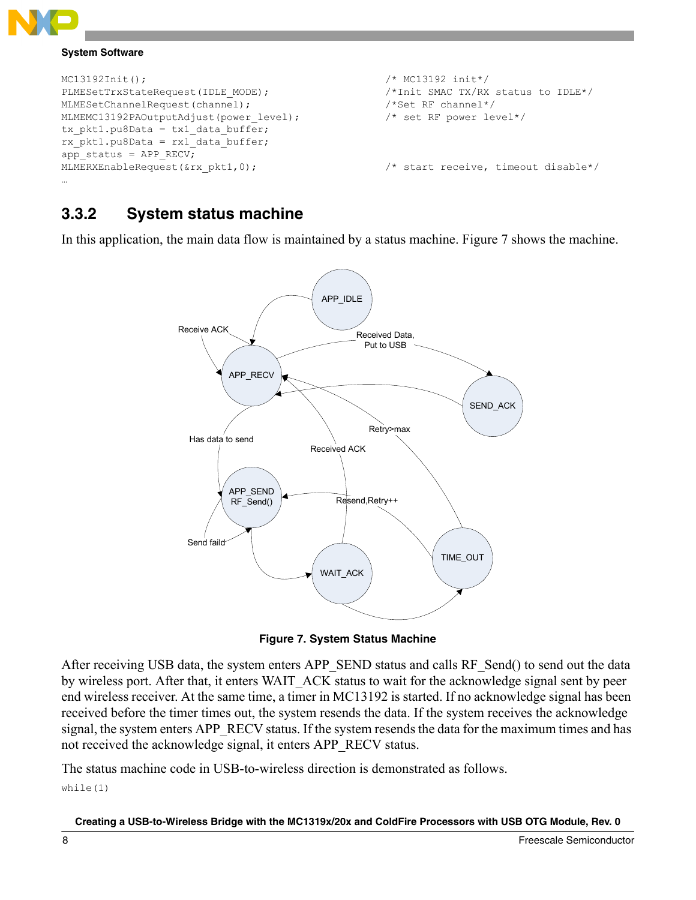```
MC13192Init();                                    /* MC13192 init*/
PLMESetTrxStateRequest(IDLE_MODE);                /*Init SMAC TX/RX status to IDLE*/
MLMESetChannelRequest(channel);                   /*Set RF channel*/
MLMEMC13192PAOutputAdjust(power_level);           /* set RF power level*/
tx_pkt1.pu8Data = tx1_data_buffer;
rx_pkt1.pu8Data = rx1_data_buffer;
app_status = APP_RECV;
MLMERXEnableRequest(&rx_pkt1,0);                  /* start receive, timeout disable*/
…
```

### 3.3.2 System status machine

In this application, the main data flow is maintained by a status machine. Figure 7 shows the machine.

**Figure 7. System Status Machine**

After receiving USB data, the system enters APP_SEND status and calls RF_Send() to send out the data by wireless port. After that, it enters WAIT_ACK status to wait for the acknowledge signal sent by peer end wireless receiver. At the same time, a timer in MC13192 is started. If no acknowledge signal has been received before the timer times out, the system resends the data. If the system receives the acknowledge signal, the system enters APP_RECV status. If the system resends the data for the maximum times and has not received the acknowledge signal, it enters APP_RECV status.

The status machine code in USB-to-wireless direction is demonstrated as follows.

```
while(1)
```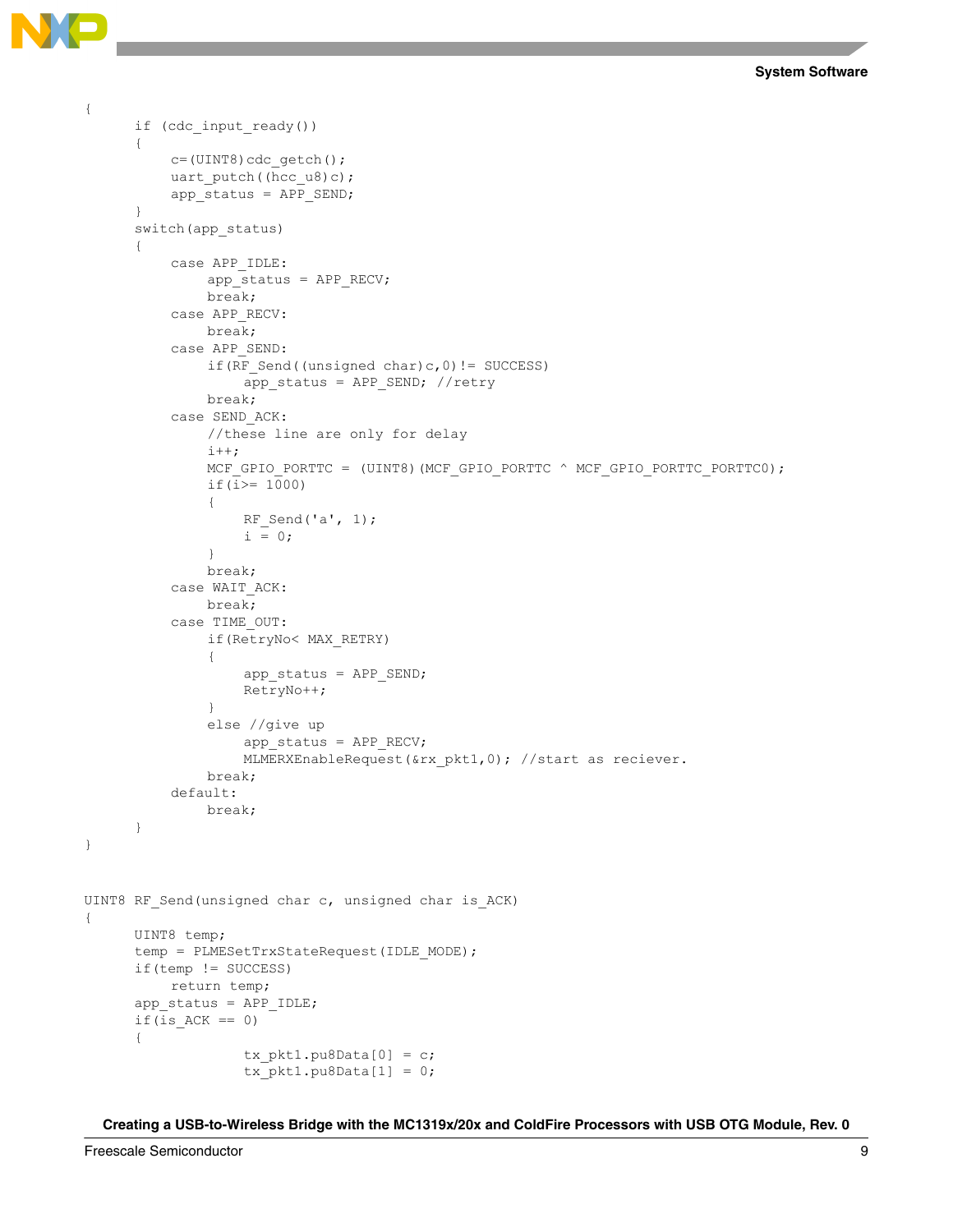```
{
      if (cdc_input_ready())
      {
          c=(UINT8)cdc_getch();
          uart_putch((hcc_u8)c);
          app_status = APP_SEND;
      }
      switch(app_status)
      {
          case APP_IDLE:
              app_status = APP_RECV;
              break;
          case APP_RECV:
              break;
          case APP_SEND:
              if(RF_Send((unsigned char)c,0)!= SUCCESS)
                  app_status = APP_SEND; //retry
              break;
          case SEND_ACK:
              //these line are only for delay
              i++;
              MCF_GPIO_PORTTC = (UINT8)(MCF_GPIO_PORTTC ^ MCF_GPIO_PORTTC_PORTTC0);
              if(i>= 1000)
              {
                  RF_Send('a', 1);
                  i = 0;
              }
              break;
          case WAIT_ACK:
              break;
          case TIME_OUT:
              if(RetryNo< MAX_RETRY)
              {
                  app_status = APP_SEND;
                  RetryNo++;
              }
              else //give up
                  app_status = APP_RECV;
                  MLMERXEnableRequest(&rx_pkt1,0); //start as reciever.
              break;
          default:
              break;
      }
}


UINT8 RF_Send(unsigned char c, unsigned char is_ACK)
{
      UINT8 temp;
      temp = PLMESetTrxStateRequest(IDLE_MODE);
      if(temp != SUCCESS)
          return temp;
      app_status = APP_IDLE;
      if(is_ACK == 0)
      {
                  tx_pkt1.pu8Data[0] = c;
                  tx_pkt1.pu8Data[1] = 0;
```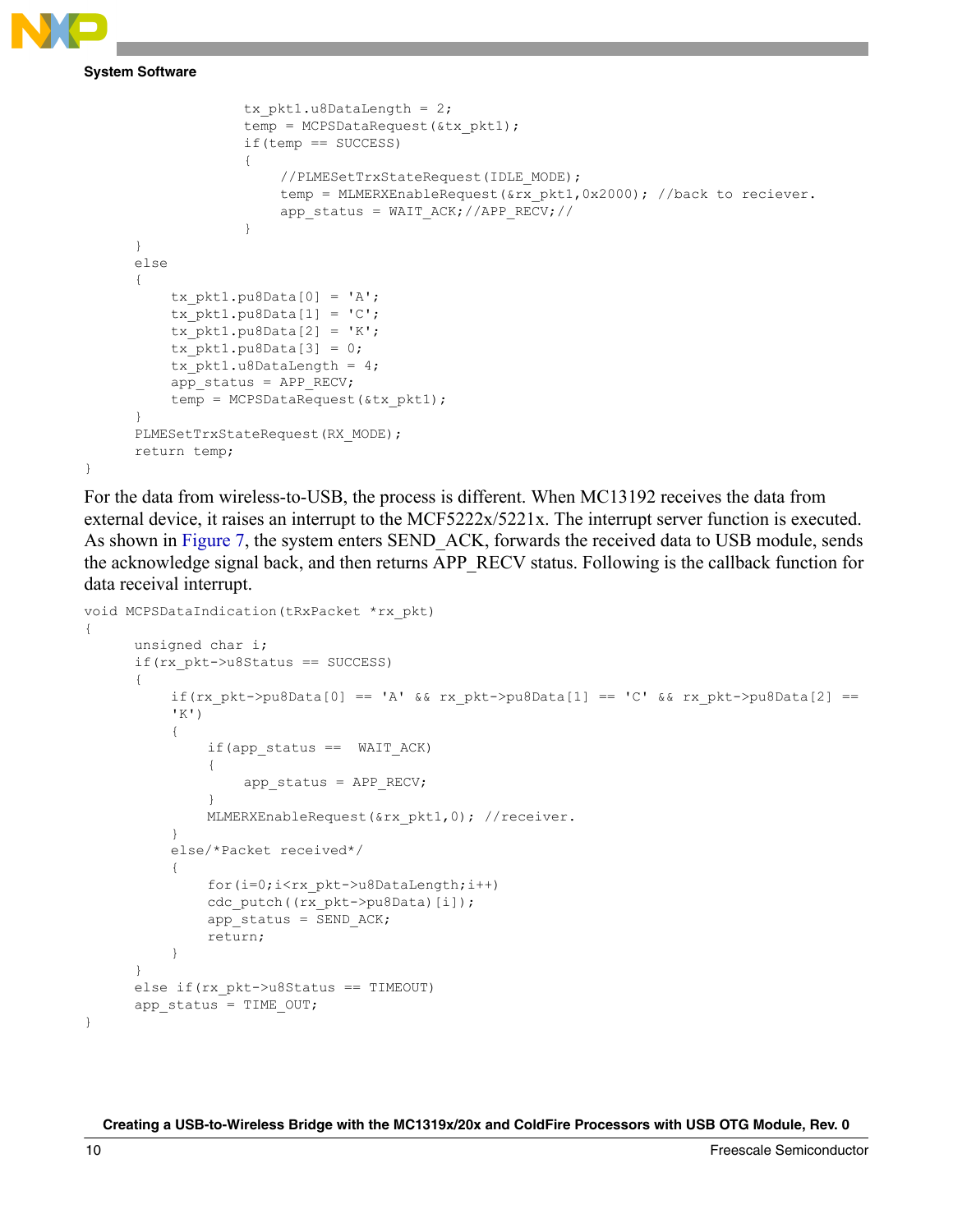```
                tx_pkt1.u8DataLength = 2;
                temp = MCPSDataRequest(&tx_pkt1);
                if(temp == SUCCESS)
                {
                    //PLMESetTrxStateRequest(IDLE_MODE);
                    temp = MLMERXEnableRequest(&rx_pkt1,0x2000); //back to reciever.
                    app_status = WAIT_ACK;//APP_RECV;//
                }
      }
      else
      {
          tx_pkt1.pu8Data[0] = 'A';
          tx_pkt1.pu8Data[1] = 'C';
          tx_pkt1.pu8Data[2] = 'K';
          tx_pkt1.pu8Data[3] = 0;
          tx_pkt1.u8DataLength = 4;
          app_status = APP_RECV;
          temp = MCPSDataRequest(&tx_pkt1);
      }
      PLMESetTrxStateRequest(RX_MODE);
      return temp;
}
```

For the data from wireless-to-USB, the process is different. When MC13192 receives the data from external device, it raises an interrupt to the MCF5222x/5221x. The interrupt server function is executed. As shown in Figure 7, the system enters SEND_ACK, forwards the received data to USB module, sends the acknowledge signal back, and then returns APP_RECV status. Following is the callback function for data receival interrupt.

```
void MCPSDataIndication(tRxPacket *rx_pkt)
{
      unsigned char i;
      if(rx_pkt->u8Status == SUCCESS)
      {
          if(rx_pkt->pu8Data[0] == 'A' && rx_pkt->pu8Data[1] == 'C' && rx_pkt->pu8Data[2] ==
          'K')
          {
              if(app_status ==  WAIT_ACK)
              {
                  app_status = APP_RECV;
              }
              MLMERXEnableRequest(&rx_pkt1,0); //receiver.
          }
          else/*Packet received*/
          {
              for(i=0;i<rx_pkt->u8DataLength;i++)
              cdc_putch((rx_pkt->pu8Data)[i]);
              app_status = SEND_ACK;
              return;
          }
      }
      else if(rx_pkt->u8Status == TIMEOUT)
      app_status = TIME_OUT;
}
```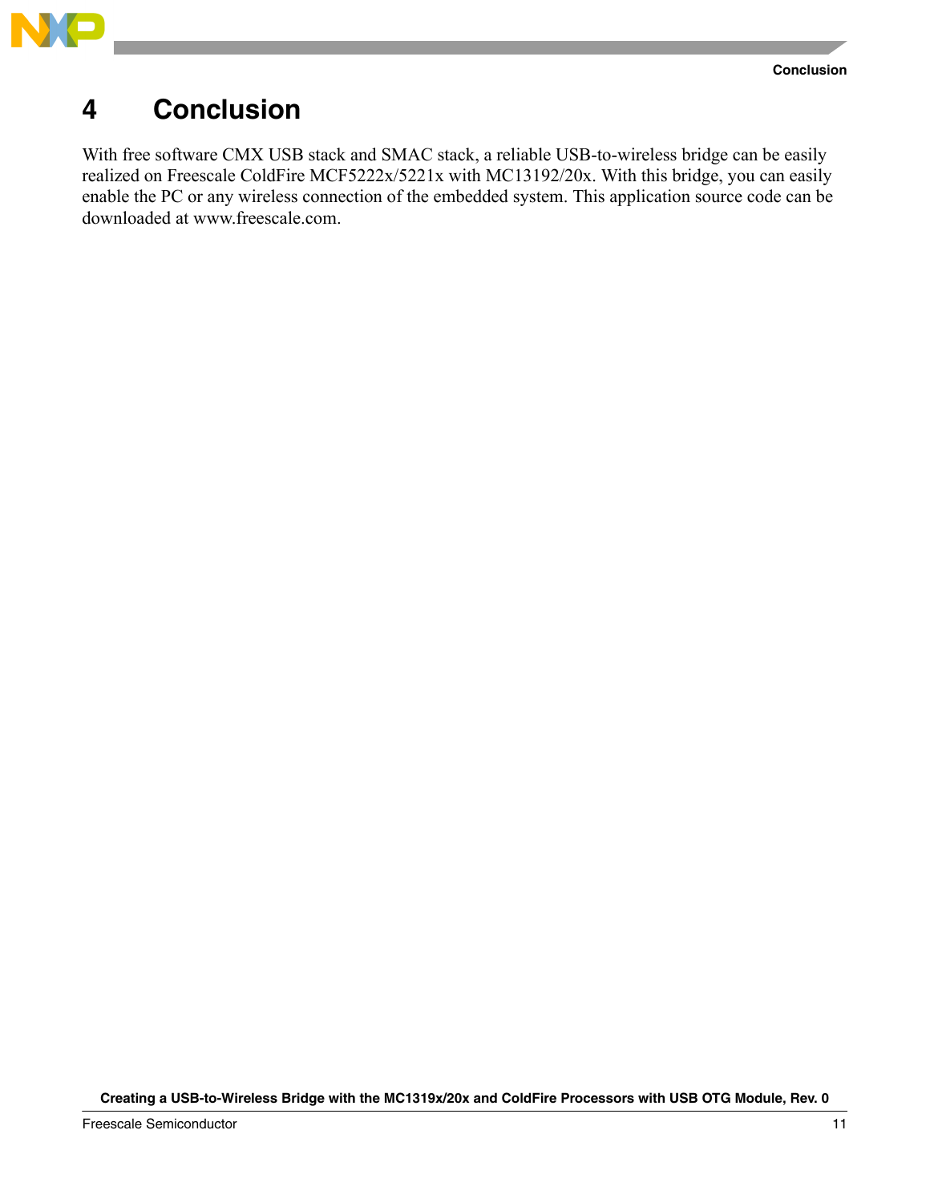# 4 Conclusion

With free software CMX USB stack and SMAC stack, a reliable USB-to-wireless bridge can be easily realized on Freescale ColdFire MCF5222x/5221x with MC13192/20x. With this bridge, you can easily enable the PC or any wireless connection of the embedded system. This application source code can be downloaded at www.freescale.com.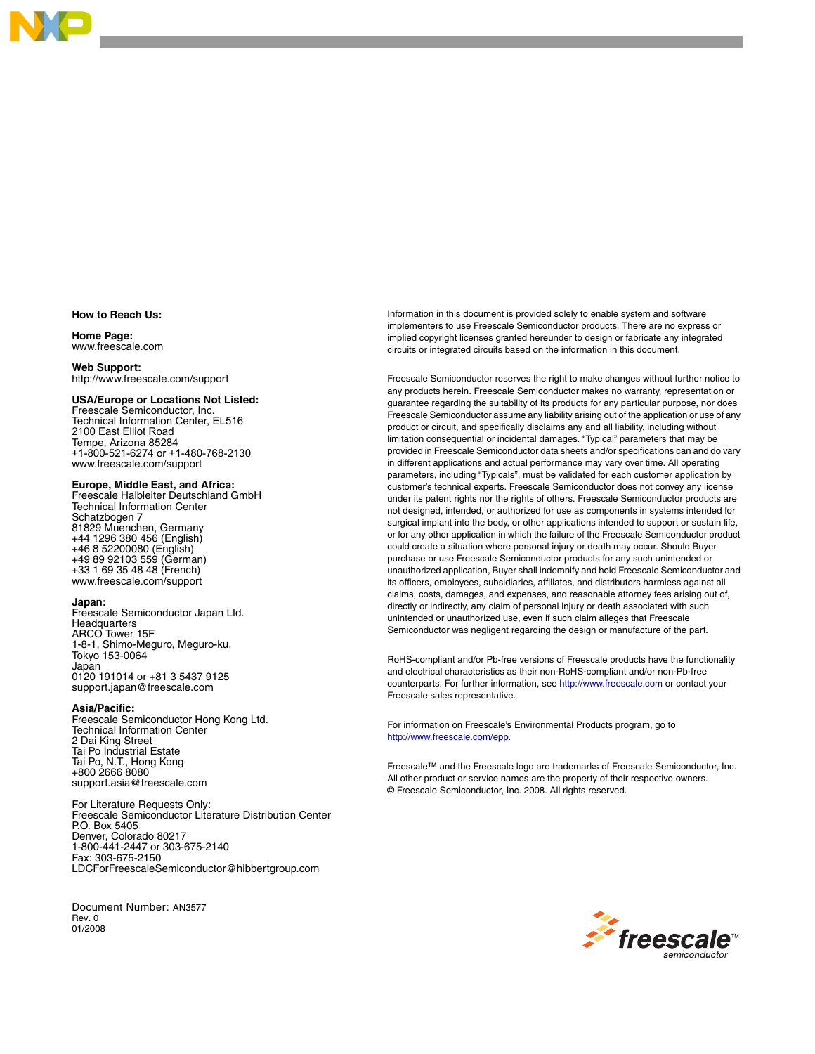**How to Reach Us:**

**Home Page:**
www.freescale.com

**Web Support:**
http://www.freescale.com/support

**USA/Europe or Locations Not Listed:**
Freescale Semiconductor, Inc.
Technical Information Center, EL516
2100 East Elliot Road
Tempe, Arizona 85284
+1-800-521-6274 or +1-480-768-2130
www.freescale.com/support

**Europe, Middle East, and Africa:**
Freescale Halbleiter Deutschland GmbH
Technical Information Center
Schatzbogen 7
81829 Muenchen, Germany
+44 1296 380 456 (English)
+46 8 52200080 (English)
+49 89 92103 559 (German)
+33 1 69 35 48 48 (French)
www.freescale.com/support

**Japan:**
Freescale Semiconductor Japan Ltd.
Headquarters
ARCO Tower 15F
1-8-1, Shimo-Meguro, Meguro-ku,
Tokyo 153-0064
Japan
0120 191014 or +81 3 5437 9125
support.japan@freescale.com

**Asia/Pacific:**
Freescale Semiconductor Hong Kong Ltd.
Technical Information Center
2 Dai King Street
Tai Po Industrial Estate
Tai Po, N.T., Hong Kong
+800 2666 8080
support.asia@freescale.com

For Literature Requests Only:
Freescale Semiconductor Literature Distribution Center
P.O. Box 5405
Denver, Colorado 80217
1-800-441-2447 or 303-675-2140
Fax: 303-675-2150
LDCForFreescaleSemiconductor@hibbertgroup.com

Information in this document is provided solely to enable system and software implementers to use Freescale Semiconductor products. There are no express or implied copyright licenses granted hereunder to design or fabricate any integrated circuits or integrated circuits based on the information in this document.

Freescale Semiconductor reserves the right to make changes without further notice to any products herein. Freescale Semiconductor makes no warranty, representation or guarantee regarding the suitability of its products for any particular purpose, nor does Freescale Semiconductor assume any liability arising out of the application or use of any product or circuit, and specifically disclaims any and all liability, including without limitation consequential or incidental damages. "Typical" parameters that may be provided in Freescale Semiconductor data sheets and/or specifications can and do vary in different applications and actual performance may vary over time. All operating parameters, including "Typicals", must be validated for each customer application by customer's technical experts. Freescale Semiconductor does not convey any license under its patent rights nor the rights of others. Freescale Semiconductor products are not designed, intended, or authorized for use as components in systems intended for surgical implant into the body, or other applications intended to support or sustain life, or for any other application in which the failure of the Freescale Semiconductor product could create a situation where personal injury or death may occur. Should Buyer purchase or use Freescale Semiconductor products for any such unintended or unauthorized application, Buyer shall indemnify and hold Freescale Semiconductor and its officers, employees, subsidiaries, affiliates, and distributors harmless against all claims, costs, damages, and expenses, and reasonable attorney fees arising out of, directly or indirectly, any claim of personal injury or death associated with such unintended or unauthorized use, even if such claim alleges that Freescale Semiconductor was negligent regarding the design or manufacture of the part.

RoHS-compliant and/or Pb-free versions of Freescale products have the functionality and electrical characteristics as their non-RoHS-compliant and/or non-Pb-free counterparts. For further information, see http://www.freescale.com or contact your Freescale sales representative.

For information on Freescale's Environmental Products program, go to http://www.freescale.com/epp.

Freescale™ and the Freescale logo are trademarks of Freescale Semiconductor, Inc. All other product or service names are the property of their respective owners.
© Freescale Semiconductor, Inc. 2008. All rights reserved.

Document Number: AN3577
Rev. 0
01/2008